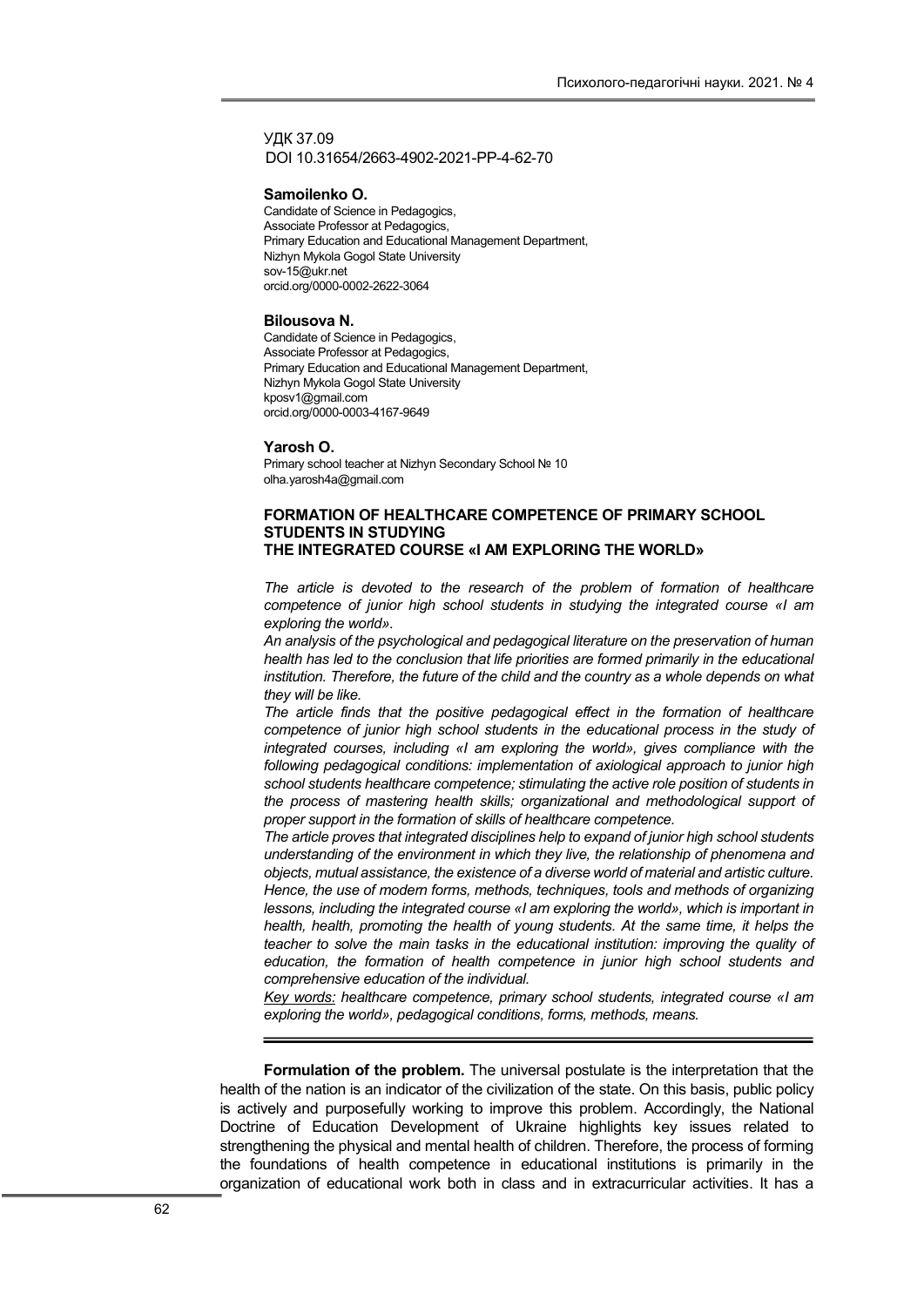УДК 37.09
DOI 10.31654/2663-4902-2021-PP-4-62-70

**Samoilenko O.**
Candidate of Science in Pedagogics,
Associate Professor at Pedagogics,
Primary Education and Educational Management Department,
Nizhyn Mykola Gogol State University
sov-15@ukr.net
orcid.org/0000-0002-2622-3064

**Bilousova N.**
Candidate of Science in Pedagogics,
Associate Professor at Pedagogics,
Primary Education and Educational Management Department,
Nizhyn Mykola Gogol State University
kposv1@gmail.com
orcid.org/0000-0003-4167-9649

**Yarosh O.**
Primary school teacher at Nizhyn Secondary School № 10
olha.yarosh4a@gmail.com

# FORMATION OF HEALTHCARE COMPETENCE OF PRIMARY SCHOOL STUDENTS IN STUDYING THE INTEGRATED COURSE «I AM EXPLORING THE WORLD»

*The article is devoted to the research of the problem of formation of healthcare competence of junior high school students in studying the integrated course «I am exploring the world».*

*An analysis of the psychological and pedagogical literature on the preservation of human health has led to the conclusion that life priorities are formed primarily in the educational institution. Therefore, the future of the child and the country as a whole depends on what they will be like.*

*The article finds that the positive pedagogical effect in the formation of healthcare competence of junior high school students in the educational process in the study of integrated courses, including «I am exploring the world», gives compliance with the following pedagogical conditions: implementation of axiological approach to junior high school students healthcare competence; stimulating the active role position of students in the process of mastering health skills; organizational and methodological support of proper support in the formation of skills of healthcare competence.*

*The article proves that integrated disciplines help to expand of junior high school students understanding of the environment in which they live, the relationship of phenomena and objects, mutual assistance, the existence of a diverse world of material and artistic culture. Hence, the use of modern forms, methods, techniques, tools and methods of organizing lessons, including the integrated course «I am exploring the world», which is important in health, health, promoting the health of young students. At the same time, it helps the teacher to solve the main tasks in the educational institution: improving the quality of education, the formation of health competence in junior high school students and comprehensive education of the individual.*

*Key words: healthcare competence, primary school students, integrated course «I am exploring the world», pedagogical conditions, forms, methods, means.*

**Formulation of the problem.** The universal postulate is the interpretation that the health of the nation is an indicator of the civilization of the state. On this basis, public policy is actively and purposefully working to improve this problem. Accordingly, the National Doctrine of Education Development of Ukraine highlights key issues related to strengthening the physical and mental health of children. Therefore, the process of forming the foundations of health competence in educational institutions is primarily in the organization of educational work both in class and in extracurricular activities. It has a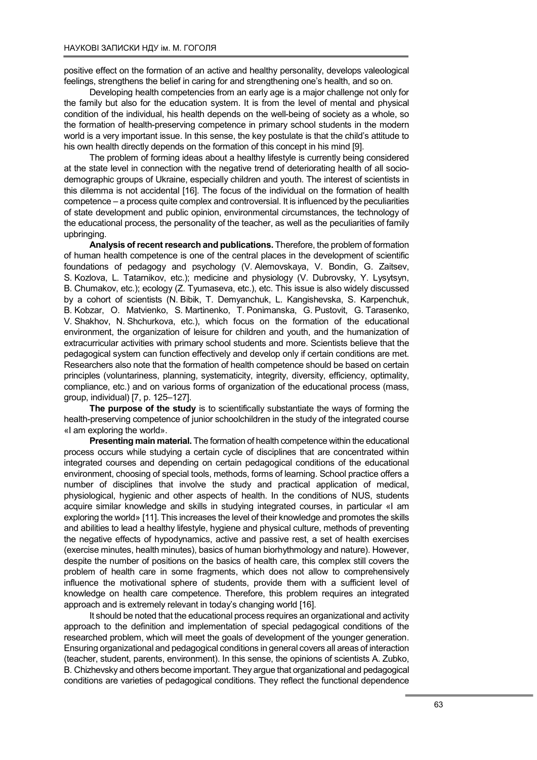positive effect on the formation of an active and healthy personality, develops valeological feelings, strengthens the belief in caring for and strengthening one's health, and so on.

Developing health competencies from an early age is a major challenge not only for the family but also for the education system. It is from the level of mental and physical condition of the individual, his health depends on the well-being of society as a whole, so the formation of health-preserving competence in primary school students in the modern world is a very important issue. In this sense, the key postulate is that the child's attitude to his own health directly depends on the formation of this concept in his mind [9].

The problem of forming ideas about a healthy lifestyle is currently being considered at the state level in connection with the negative trend of deteriorating health of all socio-demographic groups of Ukraine, especially children and youth. The interest of scientists in this dilemma is not accidental [16]. The focus of the individual on the formation of health competence – a process quite complex and controversial. It is influenced by the peculiarities of state development and public opinion, environmental circumstances, the technology of the educational process, the personality of the teacher, as well as the peculiarities of family upbringing.

**Analysis of recent research and publications.** Therefore, the problem of formation of human health competence is one of the central places in the development of scientific foundations of pedagogy and psychology (V. Alemovskaya, V. Bondin, G. Zaitsev, S. Kozlova, L. Tatarnikov, etc.); medicine and physiology (V. Dubrovsky, Y. Lysytsyn, B. Chumakov, etc.); ecology (Z. Tyumaseva, etc.), etc. This issue is also widely discussed by a cohort of scientists (N. Bibik, T. Demyanchuk, L. Kangishevska, S. Karpenchuk, B. Kobzar, O. Matvienko, S. Martinenko, T. Ponimanska, G. Pustovit, G. Tarasenko, V. Shakhov, N. Shchurkova, etc.), which focus on the formation of the educational environment, the organization of leisure for children and youth, and the humanization of extracurricular activities with primary school students and more. Scientists believe that the pedagogical system can function effectively and develop only if certain conditions are met. Researchers also note that the formation of health competence should be based on certain principles (voluntariness, planning, systematicity, integrity, diversity, efficiency, optimality, compliance, etc.) and on various forms of organization of the educational process (mass, group, individual) [7, p. 125–127].

**The purpose of the study** is to scientifically substantiate the ways of forming the health-preserving competence of junior schoolchildren in the study of the integrated course «I am exploring the world».

**Presenting main material.** The formation of health competence within the educational process occurs while studying a certain cycle of disciplines that are concentrated within integrated courses and depending on certain pedagogical conditions of the educational environment, choosing of special tools, methods, forms of learning. School practice offers a number of disciplines that involve the study and practical application of medical, physiological, hygienic and other aspects of health. In the conditions of NUS, students acquire similar knowledge and skills in studying integrated courses, in particular «I am exploring the world» [11]. This increases the level of their knowledge and promotes the skills and abilities to lead a healthy lifestyle, hygiene and physical culture, methods of preventing the negative effects of hypodynamics, active and passive rest, a set of health exercises (exercise minutes, health minutes), basics of human biorhythmology and nature). However, despite the number of positions on the basics of health care, this complex still covers the problem of health care in some fragments, which does not allow to comprehensively influence the motivational sphere of students, provide them with a sufficient level of knowledge on health care competence. Therefore, this problem requires an integrated approach and is extremely relevant in today's changing world [16].

It should be noted that the educational process requires an organizational and activity approach to the definition and implementation of special pedagogical conditions of the researched problem, which will meet the goals of development of the younger generation. Ensuring organizational and pedagogical conditions in general covers all areas of interaction (teacher, student, parents, environment). In this sense, the opinions of scientists A. Zubko, B. Chizhevsky and others become important. They argue that organizational and pedagogical conditions are varieties of pedagogical conditions. They reflect the functional dependence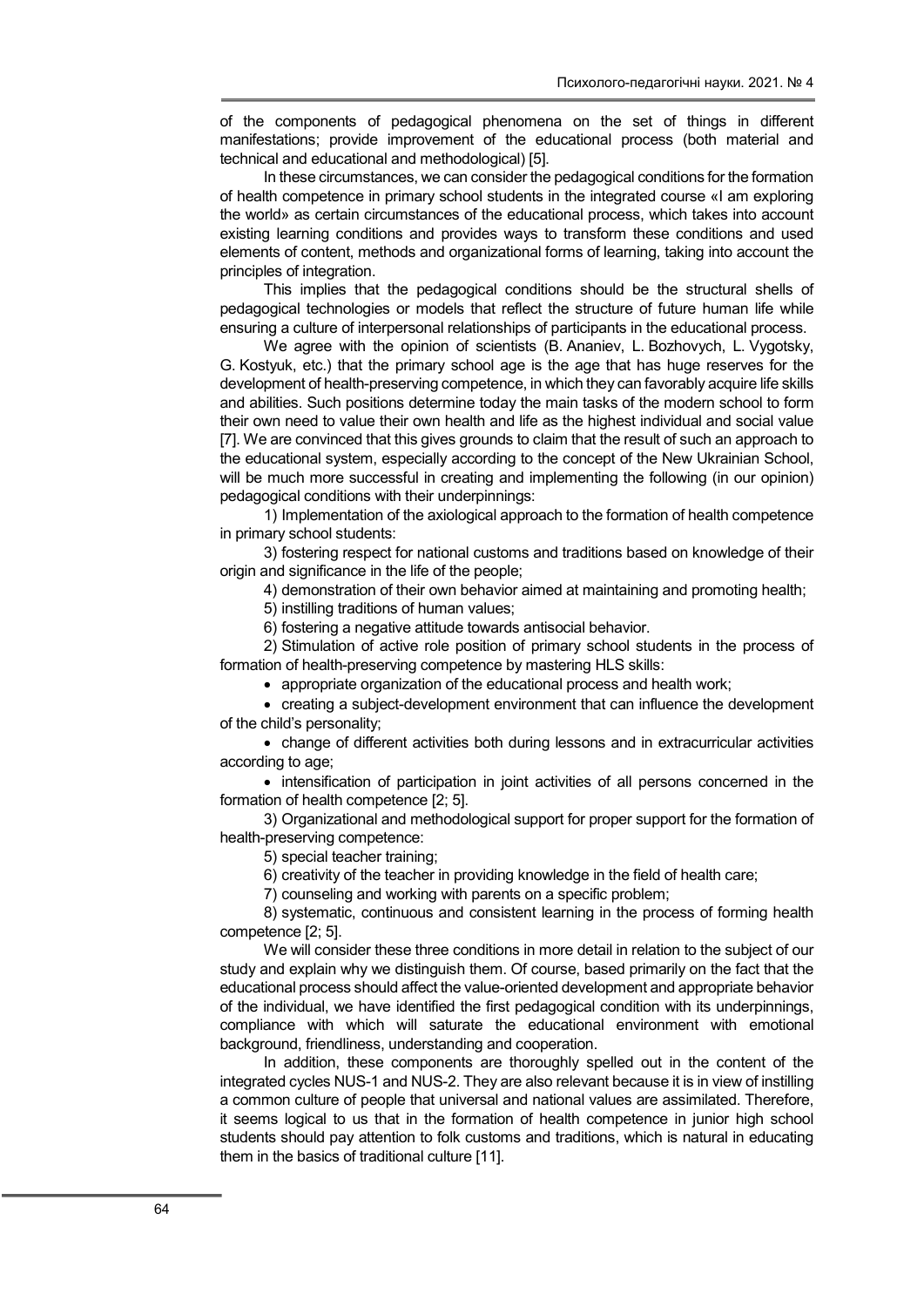of the components of pedagogical phenomena on the set of things in different manifestations; provide improvement of the educational process (both material and technical and educational and methodological) [5].

In these circumstances, we can consider the pedagogical conditions for the formation of health competence in primary school students in the integrated course «I am exploring the world» as certain circumstances of the educational process, which takes into account existing learning conditions and provides ways to transform these conditions and used elements of content, methods and organizational forms of learning, taking into account the principles of integration.

This implies that the pedagogical conditions should be the structural shells of pedagogical technologies or models that reflect the structure of future human life while ensuring a culture of interpersonal relationships of participants in the educational process.

We agree with the opinion of scientists (B. Ananiev, L. Bozhovych, L. Vygotsky, G. Kostyuk, etc.) that the primary school age is the age that has huge reserves for the development of health-preserving competence, in which they can favorably acquire life skills and abilities. Such positions determine today the main tasks of the modern school to form their own need to value their own health and life as the highest individual and social value [7]. We are convinced that this gives grounds to claim that the result of such an approach to the educational system, especially according to the concept of the New Ukrainian School, will be much more successful in creating and implementing the following (in our opinion) pedagogical conditions with their underpinnings:

1) Implementation of the axiological approach to the formation of health competence in primary school students:

3) fostering respect for national customs and traditions based on knowledge of their origin and significance in the life of the people;

4) demonstration of their own behavior aimed at maintaining and promoting health;

5) instilling traditions of human values;

6) fostering a negative attitude towards antisocial behavior.

2) Stimulation of active role position of primary school students in the process of formation of health-preserving competence by mastering HLS skills:

- appropriate organization of the educational process and health work;
- creating a subject-development environment that can influence the development of the child's personality;
- change of different activities both during lessons and in extracurricular activities according to age;
- intensification of participation in joint activities of all persons concerned in the formation of health competence [2; 5].

3) Organizational and methodological support for proper support for the formation of health-preserving competence:

5) special teacher training;

6) creativity of the teacher in providing knowledge in the field of health care;

7) counseling and working with parents on a specific problem;

8) systematic, continuous and consistent learning in the process of forming health competence [2; 5].

We will consider these three conditions in more detail in relation to the subject of our study and explain why we distinguish them. Of course, based primarily on the fact that the educational process should affect the value-oriented development and appropriate behavior of the individual, we have identified the first pedagogical condition with its underpinnings, compliance with which will saturate the educational environment with emotional background, friendliness, understanding and cooperation.

In addition, these components are thoroughly spelled out in the content of the integrated cycles NUS-1 and NUS-2. They are also relevant because it is in view of instilling a common culture of people that universal and national values are assimilated. Therefore, it seems logical to us that in the formation of health competence in junior high school students should pay attention to folk customs and traditions, which is natural in educating them in the basics of traditional culture [11].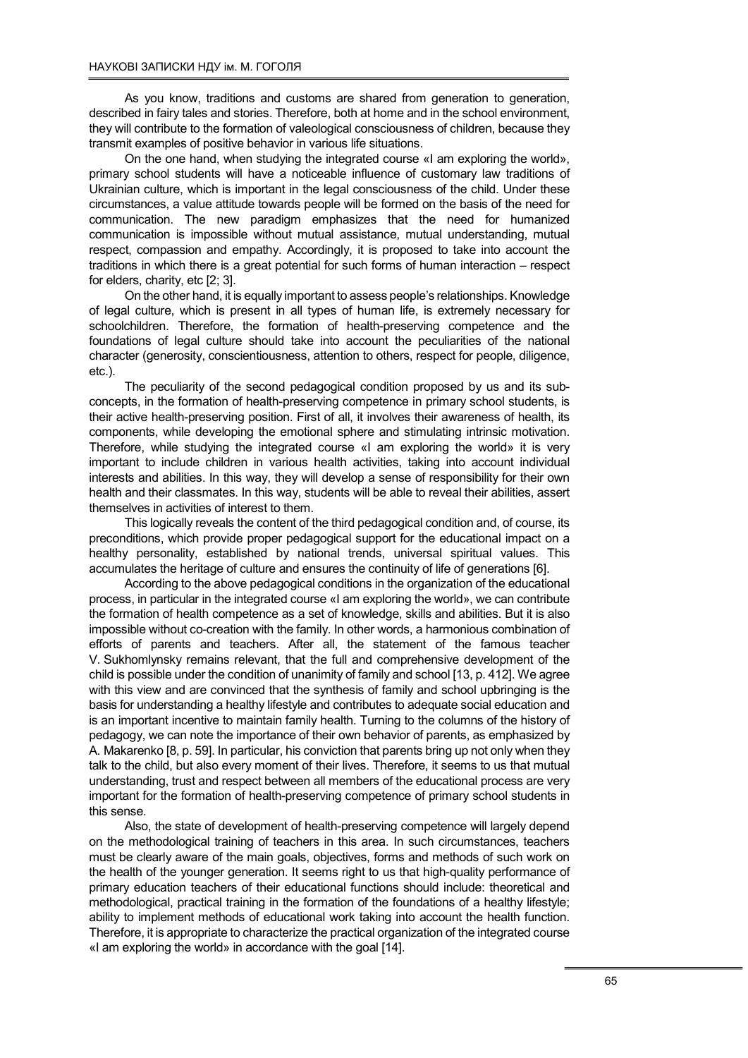As you know, traditions and customs are shared from generation to generation, described in fairy tales and stories. Therefore, both at home and in the school environment, they will contribute to the formation of valeological consciousness of children, because they transmit examples of positive behavior in various life situations.

On the one hand, when studying the integrated course «I am exploring the world», primary school students will have a noticeable influence of customary law traditions of Ukrainian culture, which is important in the legal consciousness of the child. Under these circumstances, a value attitude towards people will be formed on the basis of the need for communication. The new paradigm emphasizes that the need for humanized communication is impossible without mutual assistance, mutual understanding, mutual respect, compassion and empathy. Accordingly, it is proposed to take into account the traditions in which there is a great potential for such forms of human interaction – respect for elders, charity, etc [2; 3].

On the other hand, it is equally important to assess people's relationships. Knowledge of legal culture, which is present in all types of human life, is extremely necessary for schoolchildren. Therefore, the formation of health-preserving competence and the foundations of legal culture should take into account the peculiarities of the national character (generosity, conscientiousness, attention to others, respect for people, diligence, etc.).

The peculiarity of the second pedagogical condition proposed by us and its sub-concepts, in the formation of health-preserving competence in primary school students, is their active health-preserving position. First of all, it involves their awareness of health, its components, while developing the emotional sphere and stimulating intrinsic motivation. Therefore, while studying the integrated course «I am exploring the world» it is very important to include children in various health activities, taking into account individual interests and abilities. In this way, they will develop a sense of responsibility for their own health and their classmates. In this way, students will be able to reveal their abilities, assert themselves in activities of interest to them.

This logically reveals the content of the third pedagogical condition and, of course, its preconditions, which provide proper pedagogical support for the educational impact on a healthy personality, established by national trends, universal spiritual values. This accumulates the heritage of culture and ensures the continuity of life of generations [6].

According to the above pedagogical conditions in the organization of the educational process, in particular in the integrated course «I am exploring the world», we can contribute the formation of health competence as a set of knowledge, skills and abilities. But it is also impossible without co-creation with the family. In other words, a harmonious combination of efforts of parents and teachers. After all, the statement of the famous teacher V. Sukhomlynsky remains relevant, that the full and comprehensive development of the child is possible under the condition of unanimity of family and school [13, p. 412]. We agree with this view and are convinced that the synthesis of family and school upbringing is the basis for understanding a healthy lifestyle and contributes to adequate social education and is an important incentive to maintain family health. Turning to the columns of the history of pedagogy, we can note the importance of their own behavior of parents, as emphasized by A. Makarenko [8, p. 59]. In particular, his conviction that parents bring up not only when they talk to the child, but also every moment of their lives. Therefore, it seems to us that mutual understanding, trust and respect between all members of the educational process are very important for the formation of health-preserving competence of primary school students in this sense.

Also, the state of development of health-preserving competence will largely depend on the methodological training of teachers in this area. In such circumstances, teachers must be clearly aware of the main goals, objectives, forms and methods of such work on the health of the younger generation. It seems right to us that high-quality performance of primary education teachers of their educational functions should include: theoretical and methodological, practical training in the formation of the foundations of a healthy lifestyle; ability to implement methods of educational work taking into account the health function. Therefore, it is appropriate to characterize the practical organization of the integrated course «I am exploring the world» in accordance with the goal [14].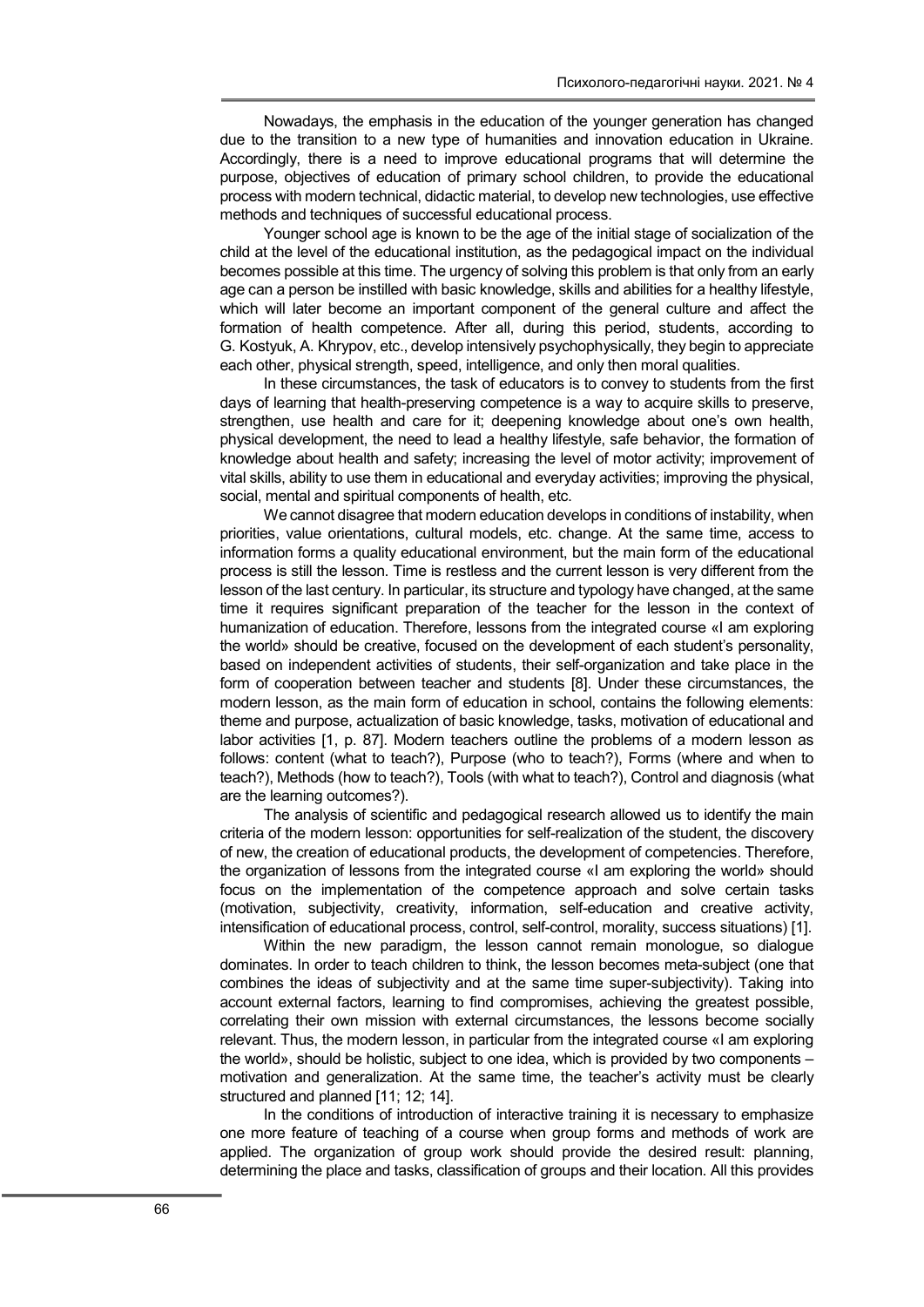Nowadays, the emphasis in the education of the younger generation has changed due to the transition to a new type of humanities and innovation education in Ukraine. Accordingly, there is a need to improve educational programs that will determine the purpose, objectives of education of primary school children, to provide the educational process with modern technical, didactic material, to develop new technologies, use effective methods and techniques of successful educational process.

Younger school age is known to be the age of the initial stage of socialization of the child at the level of the educational institution, as the pedagogical impact on the individual becomes possible at this time. The urgency of solving this problem is that only from an early age can a person be instilled with basic knowledge, skills and abilities for a healthy lifestyle, which will later become an important component of the general culture and affect the formation of health competence. After all, during this period, students, according to G. Kostyuk, A. Khrypov, etc., develop intensively psychophysically, they begin to appreciate each other, physical strength, speed, intelligence, and only then moral qualities.

In these circumstances, the task of educators is to convey to students from the first days of learning that health-preserving competence is a way to acquire skills to preserve, strengthen, use health and care for it; deepening knowledge about one's own health, physical development, the need to lead a healthy lifestyle, safe behavior, the formation of knowledge about health and safety; increasing the level of motor activity; improvement of vital skills, ability to use them in educational and everyday activities; improving the physical, social, mental and spiritual components of health, etc.

We cannot disagree that modern education develops in conditions of instability, when priorities, value orientations, cultural models, etc. change. At the same time, access to information forms a quality educational environment, but the main form of the educational process is still the lesson. Time is restless and the current lesson is very different from the lesson of the last century. In particular, its structure and typology have changed, at the same time it requires significant preparation of the teacher for the lesson in the context of humanization of education. Therefore, lessons from the integrated course «I am exploring the world» should be creative, focused on the development of each student's personality, based on independent activities of students, their self-organization and take place in the form of cooperation between teacher and students [8]. Under these circumstances, the modern lesson, as the main form of education in school, contains the following elements: theme and purpose, actualization of basic knowledge, tasks, motivation of educational and labor activities [1, p. 87]. Modern teachers outline the problems of a modern lesson as follows: content (what to teach?), Purpose (who to teach?), Forms (where and when to teach?), Methods (how to teach?), Tools (with what to teach?), Control and diagnosis (what are the learning outcomes?).

The analysis of scientific and pedagogical research allowed us to identify the main criteria of the modern lesson: opportunities for self-realization of the student, the discovery of new, the creation of educational products, the development of competencies. Therefore, the organization of lessons from the integrated course «I am exploring the world» should focus on the implementation of the competence approach and solve certain tasks (motivation, subjectivity, creativity, information, self-education and creative activity, intensification of educational process, control, self-control, morality, success situations) [1].

Within the new paradigm, the lesson cannot remain monologue, so dialogue dominates. In order to teach children to think, the lesson becomes meta-subject (one that combines the ideas of subjectivity and at the same time super-subjectivity). Taking into account external factors, learning to find compromises, achieving the greatest possible, correlating their own mission with external circumstances, the lessons become socially relevant. Thus, the modern lesson, in particular from the integrated course «I am exploring the world», should be holistic, subject to one idea, which is provided by two components – motivation and generalization. At the same time, the teacher's activity must be clearly structured and planned [11; 12; 14].

In the conditions of introduction of interactive training it is necessary to emphasize one more feature of teaching of a course when group forms and methods of work are applied. The organization of group work should provide the desired result: planning, determining the place and tasks, classification of groups and their location. All this provides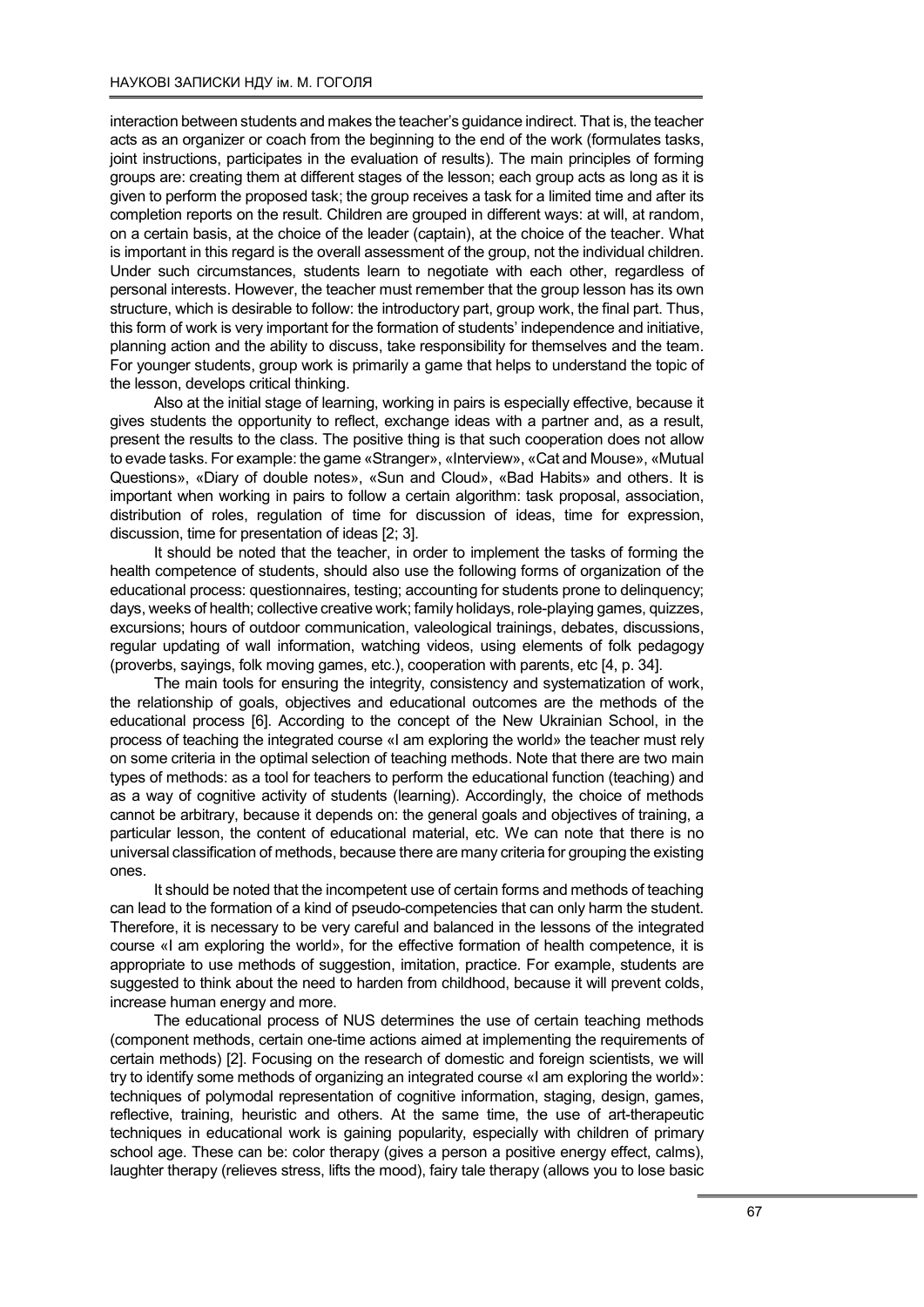interaction between students and makes the teacher's guidance indirect. That is, the teacher acts as an organizer or coach from the beginning to the end of the work (formulates tasks, joint instructions, participates in the evaluation of results). The main principles of forming groups are: creating them at different stages of the lesson; each group acts as long as it is given to perform the proposed task; the group receives a task for a limited time and after its completion reports on the result. Children are grouped in different ways: at will, at random, on a certain basis, at the choice of the leader (captain), at the choice of the teacher. What is important in this regard is the overall assessment of the group, not the individual children. Under such circumstances, students learn to negotiate with each other, regardless of personal interests. However, the teacher must remember that the group lesson has its own structure, which is desirable to follow: the introductory part, group work, the final part. Thus, this form of work is very important for the formation of students' independence and initiative, planning action and the ability to discuss, take responsibility for themselves and the team. For younger students, group work is primarily a game that helps to understand the topic of the lesson, develops critical thinking.

Also at the initial stage of learning, working in pairs is especially effective, because it gives students the opportunity to reflect, exchange ideas with a partner and, as a result, present the results to the class. The positive thing is that such cooperation does not allow to evade tasks. For example: the game «Stranger», «Interview», «Cat and Mouse», «Mutual Questions», «Diary of double notes», «Sun and Cloud», «Bad Habits» and others. It is important when working in pairs to follow a certain algorithm: task proposal, association, distribution of roles, regulation of time for discussion of ideas, time for expression, discussion, time for presentation of ideas [2; 3].

It should be noted that the teacher, in order to implement the tasks of forming the health competence of students, should also use the following forms of organization of the educational process: questionnaires, testing; accounting for students prone to delinquency; days, weeks of health; collective creative work; family holidays, role-playing games, quizzes, excursions; hours of outdoor communication, valeological trainings, debates, discussions, regular updating of wall information, watching videos, using elements of folk pedagogy (proverbs, sayings, folk moving games, etc.), cooperation with parents, etc [4, p. 34].

The main tools for ensuring the integrity, consistency and systematization of work, the relationship of goals, objectives and educational outcomes are the methods of the educational process [6]. According to the concept of the New Ukrainian School, in the process of teaching the integrated course «I am exploring the world» the teacher must rely on some criteria in the optimal selection of teaching methods. Note that there are two main types of methods: as a tool for teachers to perform the educational function (teaching) and as a way of cognitive activity of students (learning). Accordingly, the choice of methods cannot be arbitrary, because it depends on: the general goals and objectives of training, a particular lesson, the content of educational material, etc. We can note that there is no universal classification of methods, because there are many criteria for grouping the existing ones.

It should be noted that the incompetent use of certain forms and methods of teaching can lead to the formation of a kind of pseudo-competencies that can only harm the student. Therefore, it is necessary to be very careful and balanced in the lessons of the integrated course «I am exploring the world», for the effective formation of health competence, it is appropriate to use methods of suggestion, imitation, practice. For example, students are suggested to think about the need to harden from childhood, because it will prevent colds, increase human energy and more.

The educational process of NUS determines the use of certain teaching methods (component methods, certain one-time actions aimed at implementing the requirements of certain methods) [2]. Focusing on the research of domestic and foreign scientists, we will try to identify some methods of organizing an integrated course «I am exploring the world»: techniques of polymodal representation of cognitive information, staging, design, games, reflective, training, heuristic and others. At the same time, the use of art-therapeutic techniques in educational work is gaining popularity, especially with children of primary school age. These can be: color therapy (gives a person a positive energy effect, calms), laughter therapy (relieves stress, lifts the mood), fairy tale therapy (allows you to lose basic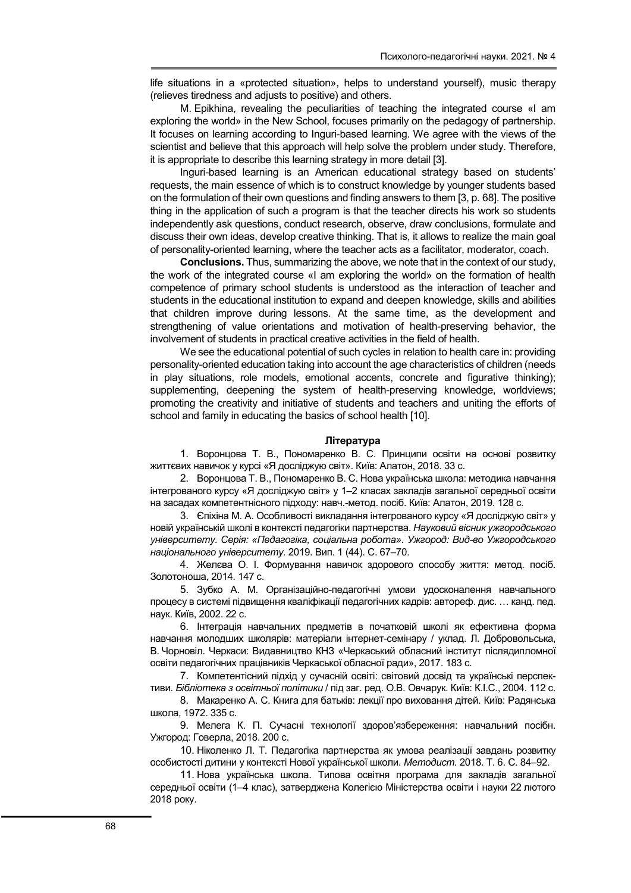life situations in a «protected situation», helps to understand yourself), music therapy (relieves tiredness and adjusts to positive) and others.

M. Epikhina, revealing the peculiarities of teaching the integrated course «I am exploring the world» in the New School, focuses primarily on the pedagogy of partnership. It focuses on learning according to Inguri-based learning. We agree with the views of the scientist and believe that this approach will help solve the problem under study. Therefore, it is appropriate to describe this learning strategy in more detail [3].

Inguri-based learning is an American educational strategy based on students' requests, the main essence of which is to construct knowledge by younger students based on the formulation of their own questions and finding answers to them [3, p. 68]. The positive thing in the application of such a program is that the teacher directs his work so students independently ask questions, conduct research, observe, draw conclusions, formulate and discuss their own ideas, develop creative thinking. That is, it allows to realize the main goal of personality-oriented learning, where the teacher acts as a facilitator, moderator, coach.

**Conclusions.** Thus, summarizing the above, we note that in the context of our study, the work of the integrated course «I am exploring the world» on the formation of health competence of primary school students is understood as the interaction of teacher and students in the educational institution to expand and deepen knowledge, skills and abilities that children improve during lessons. At the same time, as the development and strengthening of value orientations and motivation of health-preserving behavior, the involvement of students in practical creative activities in the field of health.

We see the educational potential of such cycles in relation to health care in: providing personality-oriented education taking into account the age characteristics of children (needs in play situations, role models, emotional accents, concrete and figurative thinking); supplementing, deepening the system of health-preserving knowledge, worldviews; promoting the creativity and initiative of students and teachers and uniting the efforts of school and family in educating the basics of school health [10].

## Література

1. Воронцова Т. В., Пономаренко В. С. Принципи освіти на основі розвитку життєвих навичок у курсі «Я досліджую світ». Київ: Алатон, 2018. 33 с.
2. Воронцова Т. В., Пономаренко В. С. Нова українська школа: методика навчання інтегрованого курсу «Я досліджую світ» у 1–2 класах закладів загальної середньої освіти на засадах компетентнісного підходу: навч.-метод. посіб. Київ: Алатон, 2019. 128 с.
3. Єпіхіна М. А. Особливості викладання інтегрованого курсу «Я досліджую світ» у новій українській школі в контексті педагогіки партнерства. *Науковий вісник ужгородського університету. Серія: «Педагогіка, соціальна робота». Ужгород: Вид-во Ужгородського національного університету.* 2019. Вип. 1 (44). С. 67–70.
4. Желєва О. І. Формування навичок здорового способу життя: метод. посіб. Золотоноша, 2014. 147 с.
5. Зубко А. М. Організаційно-педагогічні умови удосконалення навчального процесу в системі підвищення кваліфікації педагогічних кадрів: автореф. дис. … канд. пед. наук. Київ, 2002. 22 с.
6. Інтеграція навчальних предметів в початковій школі як ефективна форма навчання молодших школярів: матеріали інтернет-семінару / уклад. Л. Добровольська, В. Чорновіл. Черкаси: Видавництво КНЗ «Черкаський обласний інститут післядипломної освіти педагогічних працівників Черкаської обласної ради», 2017. 183 с.
7. Компетентісний підхід у сучасній освіті: світовий досвід та українські перспективи. *Бібліотека з освітньої політики* / під заг. ред. О.В. Овчарук. Київ: К.І.С., 2004. 112 с.
8. Макаренко А. С. Книга для батьків: лекції про виховання дітей. Київ: Радянська школа, 1972. 335 с.
9. Мелега К. П. Сучасні технології здоров'язбереження: навчальний посібн. Ужгород: Говерла, 2018. 200 с.
10. Ніколенко Л. Т. Педагогіка партнерства як умова реалізації завдань розвитку особистості дитини у контексті Нової української школи. *Методист.* 2018. Т. 6. С. 84–92.
11. Нова українська школа. Типова освітня програма для закладів загальної середньої освіти (1–4 клас), затверджена Колегією Міністерства освіти і науки 22 лютого 2018 року.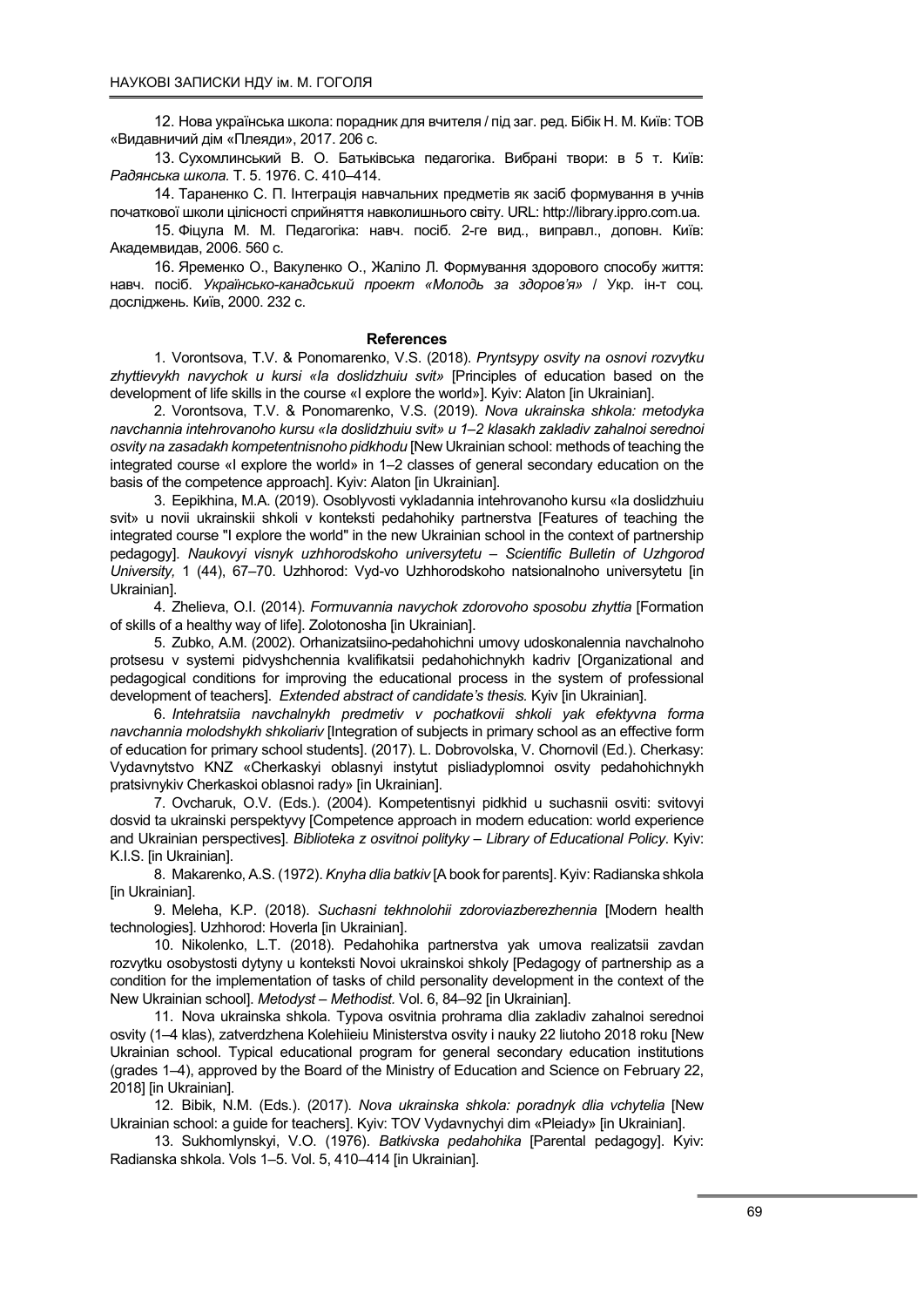12. Нова українська школа: порадник для вчителя / під заг. ред. Бібік Н. М. Київ: ТОВ «Видавничий дім «Плеяди», 2017. 206 с.

13. Сухомлинський В. О. Батьківська педагогіка. Вибрані твори: в 5 т. Київ: *Радянська школа.* Т. 5. 1976. С. 410–414.

14. Тараненко С. П. Інтеграція навчальних предметів як засіб формування в учнів початкової школи цілісності сприйняття навколишнього світу. URL: http://library.ippro.com.ua.

15. Фіцула М. М. Педагогіка: навч. посіб. 2-ге вид., виправл., доповн. Київ: Академвидав, 2006. 560 с.

16. Яременко О., Вакуленко О., Жаліло Л. Формування здорового способу життя: навч. посіб. *Українсько-канадський проект «Молодь за здоров'я»* / Укр. ін-т соц. досліджень. Київ, 2000. 232 с.

### References

1. Vorontsova, T.V. & Ponomarenko, V.S. (2018). *Pryntsypy osvity na osnovi rozvytku zhyttievykh navychok u kursi «Ia doslidzhuiu svit»* [Principles of education based on the development of life skills in the course «I explore the world»]. Kyiv: Alaton [in Ukrainian].

2. Vorontsova, T.V. & Ponomarenko, V.S. (2019). *Nova ukrainska shkola: metodyka navchannia intehrovanoho kursu «Ia doslidzhuiu svit» u 1–2 klasakh zakladiv zahalnoi serednoi osvity na zasadakh kompetentnisnoho pidkhodu* [New Ukrainian school: methods of teaching the integrated course «I explore the world» in 1–2 classes of general secondary education on the basis of the competence approach]. Kyiv: Alaton [in Ukrainian].

3. Eepikhina, M.A. (2019). Osoblyvosti vykladannia intehrovanoho kursu «Ia doslidzhuiu svit» u novii ukrainskii shkoli v konteksti pedahohiky partnerstva [Features of teaching the integrated course "I explore the world" in the new Ukrainian school in the context of partnership pedagogy]. *Naukovyi visnyk uzhhorodskoho universytetu – Scientific Bulletin of Uzhgorod University,* 1 (44), 67–70. Uzhhorod: Vyd-vo Uzhhorodskoho natsionalnoho universytetu [in Ukrainian].

4. Zhelieva, O.I. (2014). *Formuvannia navychok zdorovoho sposobu zhyttia* [Formation of skills of a healthy way of life]. Zolotonosha [in Ukrainian].

5. Zubko, A.M. (2002). Orhanizatsiino-pedahohichni umovy udoskonalennia navchalnoho protsesu v systemi pidvyshchennia kvalifikatsii pedahohichnykh kadriv [Organizational and pedagogical conditions for improving the educational process in the system of professional development of teachers]. *Extended abstract of candidate's thesis.* Kyiv [in Ukrainian].

6. *Intehratsiia navchalnykh predmetiv v pochatkovii shkoli yak efektyvna forma navchannia molodshykh shkoliariv* [Integration of subjects in primary school as an effective form of education for primary school students]. (2017). L. Dobrovolska, V. Chornovil (Ed.). Cherkasy: Vydavnytstvo KNZ «Cherkaskyi oblasnyi instytut pisliadyplomnoi osvity pedahohichnykh pratsivnykiv Cherkaskoi oblasnoi rady» [in Ukrainian].

7. Ovcharuk, O.V. (Eds.). (2004). Kompetentisnyi pidkhid u suchasnii osviti: svitovyi dosvid ta ukrainski perspektyvy [Competence approach in modern education: world experience and Ukrainian perspectives]. *Biblioteka z osvitnoi polityky – Library of Educational Policy*. Kyiv: K.I.S. [in Ukrainian].

8. Makarenko, A.S. (1972). *Knyha dlia batkiv* [A book for parents]. Kyiv: Radianska shkola [in Ukrainian].

9. Meleha, K.P. (2018). *Suchasni tekhnolohii zdoroviazberezhennia* [Modern health technologies]. Uzhhorod: Hoverla [in Ukrainian].

10. Nikolenko, L.T. (2018). Pedahohika partnerstva yak umova realizatsii zavdan rozvytku osobystosti dytyny u konteksti Novoi ukrainskoi shkoly [Pedagogy of partnership as a condition for the implementation of tasks of child personality development in the context of the New Ukrainian school]. *Metodyst – Methodist.* Vol. 6, 84–92 [in Ukrainian].

11. Nova ukrainska shkola. Typova osvitnia prohrama dlia zakladiv zahalnoi serednoi osvity (1–4 klas), zatverdzhena Kolehiieiu Ministerstva osvity i nauky 22 liutoho 2018 roku [New Ukrainian school. Typical educational program for general secondary education institutions (grades 1–4), approved by the Board of the Ministry of Education and Science on February 22, 2018] [in Ukrainian].

12. Bibik, N.M. (Eds.). (2017). *Nova ukrainska shkola: poradnyk dlia vchytelia* [New Ukrainian school: a guide for teachers]. Kyiv: TOV Vydavnychyi dim «Pleiady» [in Ukrainian].

13. Sukhomlynskyi, V.O. (1976). *Batkivska pedahohika* [Parental pedagogy]. Kyiv: Radianska shkola. Vols 1–5. Vol. 5, 410–414 [in Ukrainian].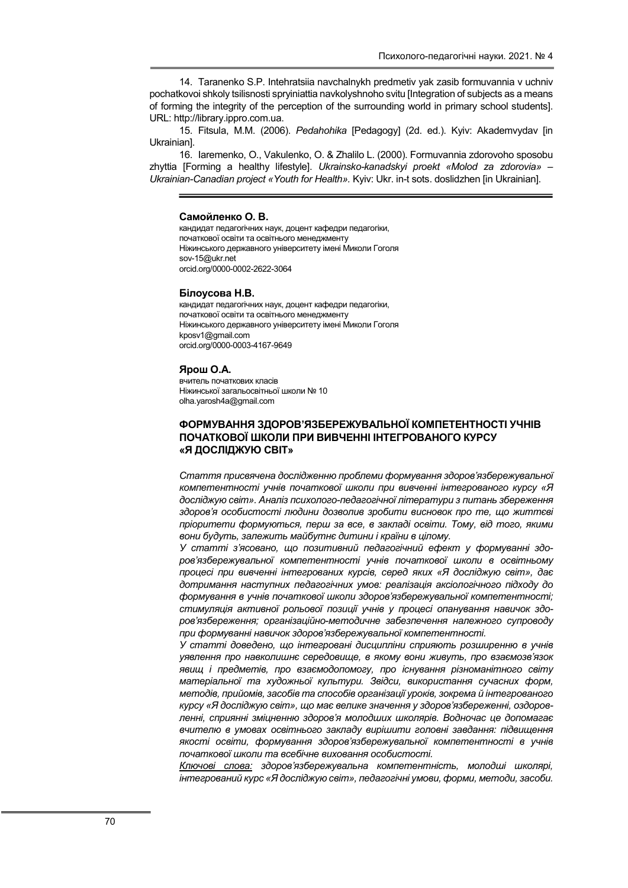14. Taranenko S.P. Intehratsiia navchalnykh predmetiv yak zasib formuvannia v uchniv pochatkovoi shkoly tsilisnosti spryiniattia navkolyshnoho svitu [Integration of subjects as a means of forming the integrity of the perception of the surrounding world in primary school students]. URL: http://library.ippro.com.ua.

15. Fitsula, M.M. (2006). *Pedahohika* [Pedagogy] (2d. ed.). Kyiv: Akademvydav [in Ukrainian].

16. Iaremenko, O., Vakulenko, O. & Zhalilo L. (2000). Formuvannia zdorovoho sposobu zhyttia [Forming a healthy lifestyle]. *Ukrainsko-kanadskyi proekt «Molod za zdorovia» – Ukrainian-Canadian project «Youth for Health»*. Kyiv: Ukr. in-t sots. doslidzhen [in Ukrainian].

---

**Самойленко О. В.**
кандидат педагогічних наук, доцент кафедри педагогіки,
початкової освіти та освітнього менеджменту
Ніжинського державного університету імені Миколи Гоголя
sov-15@ukr.net
orcid.org/0000-0002-2622-3064

**Білоусова Н.В.**
кандидат педагогічних наук, доцент кафедри педагогіки,
початкової освіти та освітнього менеджменту
Ніжинського державного університету імені Миколи Гоголя
kposv1@gmail.com
orcid.org/0000-0003-4167-9649

**Ярош О.А.**
вчитель початкових класів
Ніжинської загальносвітньої школи № 10
olha.yarosh4a@gmail.com

## ФОРМУВАННЯ ЗДОРОВ'ЯЗБЕРЕЖУВАЛЬНОЇ КОМПЕТЕНТНОСТІ УЧНІВ ПОЧАТКОВОЇ ШКОЛИ ПРИ ВИВЧЕННІ ІНТЕГРОВАНОГО КУРСУ «Я ДОСЛІДЖУЮ СВІТ»

*Стаття присвячена дослідженню проблеми формування здоров'язбережувальної компетентності учнів початкової школи при вивченні інтегрованого курсу «Я досліджую світ». Аналіз психолого-педагогічної літератури з питань збереження здоров'я особистості людини дозволив зробити висновок про те, що життєві пріоритети формуються, перш за все, в закладі освіти. Тому, від того, якими вони будуть, залежить майбутнє дитини і країни в цілому.*

*У статті з'ясовано, що позитивний педагогічний ефект у формуванні здоров'язбережувальної компетентності учнів початкової школи в освітньому процесі при вивченні інтегрованих курсів, серед яких «Я досліджую світ», дає дотримання наступних педагогічних умов: реалізація аксіологічного підходу до формування в учнів початкової школи здоров'язбережувальної компетентності; стимуляція активної рольової позиції учнів у процесі опанування навичок здоров'язбереження; організаційно-методичне забезпечення належного супроводу при формуванні навичок здоров'язбережувальної компетентності.*

*У статті доведено, що інтегровані дисципліни сприяють розширенню в учнів уявлення про навколишнє середовище, в якому вони живуть, про взаємозв'язок явищ і предметів, про взаємодопомогу, про існування різноманітного світу матеріальної та художньої культури. Звідси, використання сучасних форм, методів, прийомів, засобів та способів організації уроків, зокрема й інтегрованого курсу «Я досліджую світ», що має велике значення у здоров'язбереженні, оздоровленні, сприянні зміцненню здоров'я молодших школярів. Водночас це допомагає вчителю в умовах освітнього закладу вирішити головні завдання: підвищення якості освіти, формування здоров'язбережувальної компетентності в учнів початкової школи та всебічне виховання особистості.*

*Ключові слова: здоров'язбережувальна компетентність, молодші школярі, інтегрований курс «Я досліджую світ», педагогічні умови, форми, методи, засоби.*